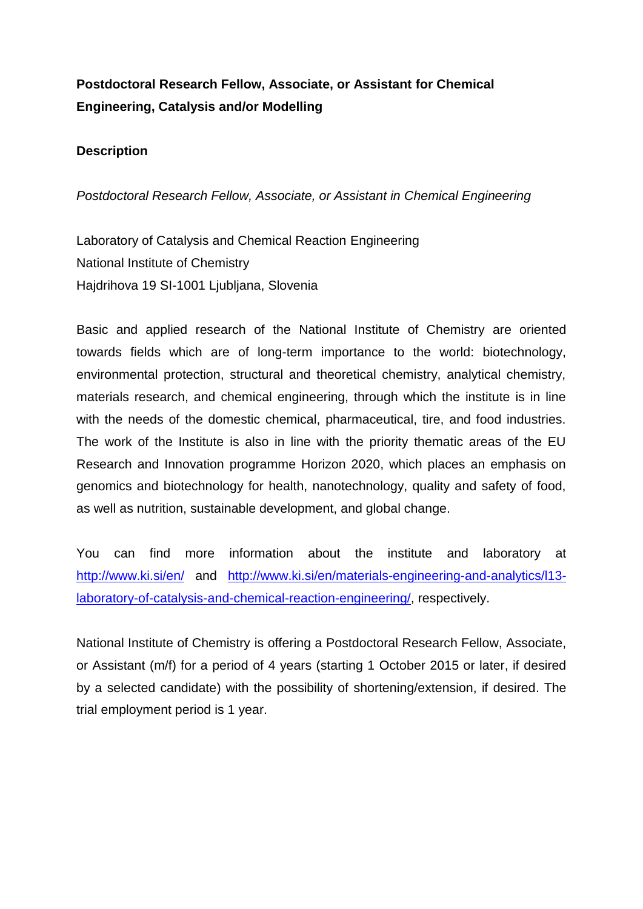**Postdoctoral Research Fellow, Associate, or Assistant for Chemical Engineering, Catalysis and/or Modelling**

**Description**

*Postdoctoral Research Fellow, Associate, or Assistant in Chemical Engineering*

Laboratory of Catalysis and Chemical Reaction Engineering
National Institute of Chemistry
Hajdrihova 19 SI-1001 Ljubljana, Slovenia

Basic and applied research of the National Institute of Chemistry are oriented towards fields which are of long-term importance to the world: biotechnology, environmental protection, structural and theoretical chemistry, analytical chemistry, materials research, and chemical engineering, through which the institute is in line with the needs of the domestic chemical, pharmaceutical, tire, and food industries. The work of the Institute is also in line with the priority thematic areas of the EU Research and Innovation programme Horizon 2020, which places an emphasis on genomics and biotechnology for health, nanotechnology, quality and safety of food, as well as nutrition, sustainable development, and global change.

You can find more information about the institute and laboratory at [http://www.ki.si/en/](http://www.ki.si/en/) and [http://www.ki.si/en/materials-engineering-and-analytics/l13-laboratory-of-catalysis-and-chemical-reaction-engineering/](http://www.ki.si/en/materials-engineering-and-analytics/l13-laboratory-of-catalysis-and-chemical-reaction-engineering/), respectively.

National Institute of Chemistry is offering a Postdoctoral Research Fellow, Associate, or Assistant (m/f) for a period of 4 years (starting 1 October 2015 or later, if desired by a selected candidate) with the possibility of shortening/extension, if desired. The trial employment period is 1 year.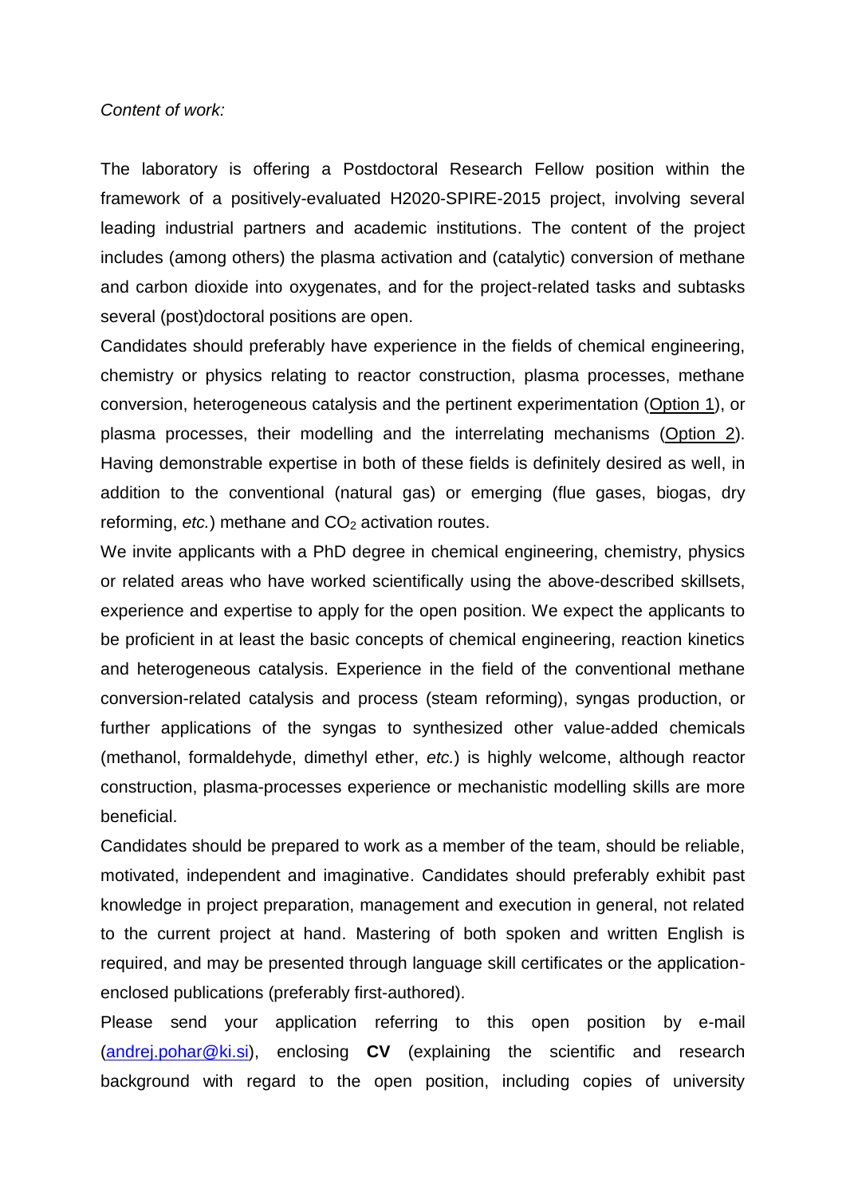*Content of work:*

The laboratory is offering a Postdoctoral Research Fellow position within the framework of a positively-evaluated H2020-SPIRE-2015 project, involving several leading industrial partners and academic institutions. The content of the project includes (among others) the plasma activation and (catalytic) conversion of methane and carbon dioxide into oxygenates, and for the project-related tasks and subtasks several (post)doctoral positions are open.

Candidates should preferably have experience in the fields of chemical engineering, chemistry or physics relating to reactor construction, plasma processes, methane conversion, heterogeneous catalysis and the pertinent experimentation (Option 1), or plasma processes, their modelling and the interrelating mechanisms (Option 2). Having demonstrable expertise in both of these fields is definitely desired as well, in addition to the conventional (natural gas) or emerging (flue gases, biogas, dry reforming, *etc.*) methane and $CO_2$ activation routes.

We invite applicants with a PhD degree in chemical engineering, chemistry, physics or related areas who have worked scientifically using the above-described skillsets, experience and expertise to apply for the open position. We expect the applicants to be proficient in at least the basic concepts of chemical engineering, reaction kinetics and heterogeneous catalysis. Experience in the field of the conventional methane conversion-related catalysis and process (steam reforming), syngas production, or further applications of the syngas to synthesized other value-added chemicals (methanol, formaldehyde, dimethyl ether, *etc.*) is highly welcome, although reactor construction, plasma-processes experience or mechanistic modelling skills are more beneficial.

Candidates should be prepared to work as a member of the team, should be reliable, motivated, independent and imaginative. Candidates should preferably exhibit past knowledge in project preparation, management and execution in general, not related to the current project at hand. Mastering of both spoken and written English is required, and may be presented through language skill certificates or the application-enclosed publications (preferably first-authored).

Please send your application referring to this open position by e-mail (andrej.pohar@ki.si), enclosing **CV** (explaining the scientific and research background with regard to the open position, including copies of university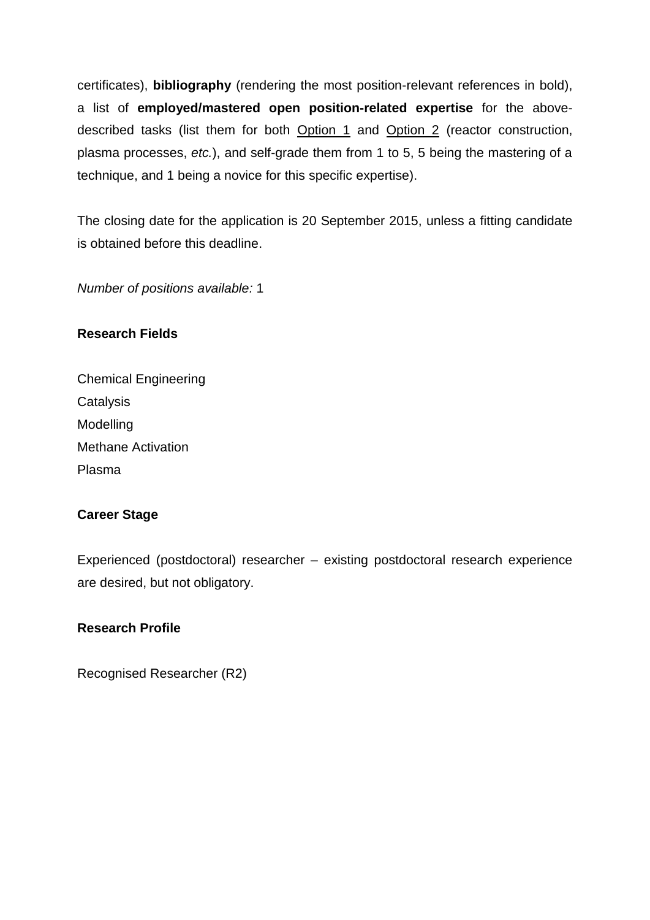certificates), **bibliography** (rendering the most position-relevant references in bold), a list of **employed/mastered open position-related expertise** for the above-described tasks (list them for both Option 1 and Option 2 (reactor construction, plasma processes, *etc.*), and self-grade them from 1 to 5, 5 being the mastering of a technique, and 1 being a novice for this specific expertise).

The closing date for the application is 20 September 2015, unless a fitting candidate is obtained before this deadline.

*Number of positions available:* 1

**Research Fields**

Chemical Engineering
Catalysis
Modelling
Methane Activation
Plasma

**Career Stage**

Experienced (postdoctoral) researcher – existing postdoctoral research experience are desired, but not obligatory.

**Research Profile**

Recognised Researcher (R2)